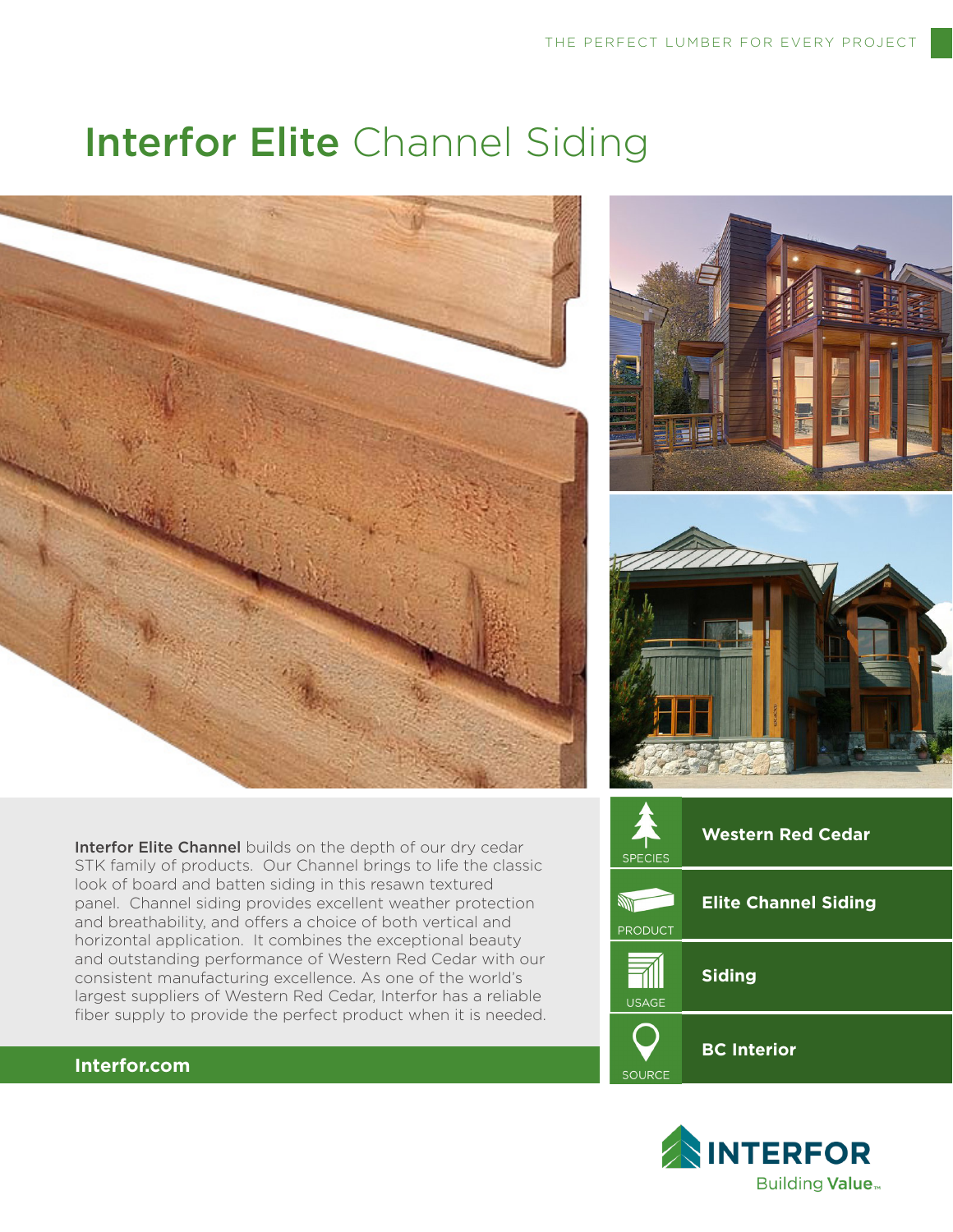THE PERFECT LUMBER FOR EVERY PROJECT

# **Interfor Elite** Channel Siding

**Interfor Elite Channel** builds on the depth of our dry cedar STK family of products. Our Channel brings to life the classic look of board and batten siding in this resawn textured panel. Channel siding provides excellent weather protection and breathability, and offers a choice of both vertical and horizontal application. It combines the exceptional beauty and outstanding performance of Western Red Cedar with our consistent manufacturing excellence. As one of the world's largest suppliers of Western Red Cedar, Interfor has a reliable fiber supply to provide the perfect product when it is needed.

**Interfor.com**

| | |
|---|---|
| SPECIES | **Western Red Cedar** |
| PRODUCT | **Elite Channel Siding** |
| USAGE | **Siding** |
| SOURCE | **BC Interior** |

INTERFOR
Building **Value**™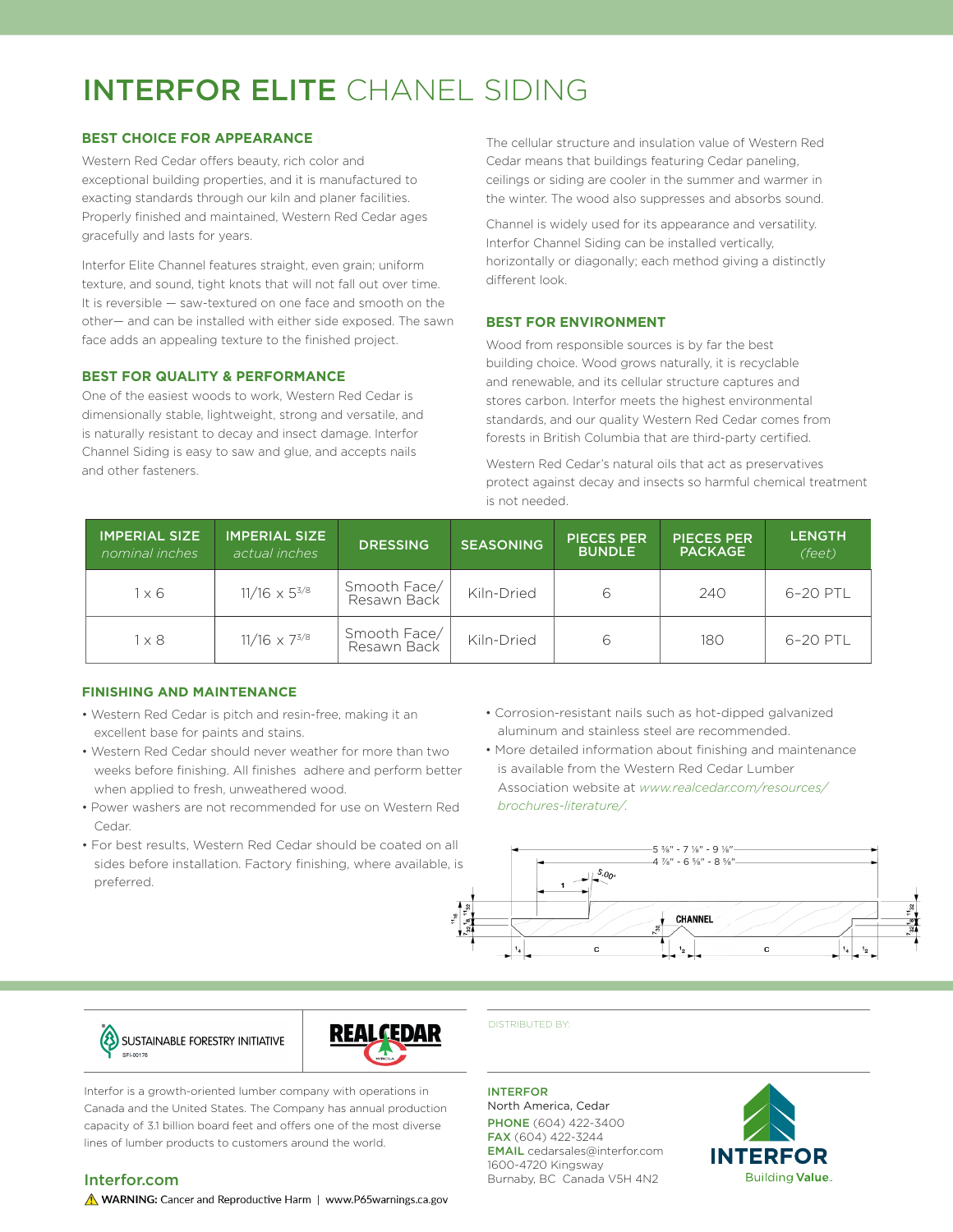# INTERFOR ELITE CHANEL SIDING

## BEST CHOICE FOR APPEARANCE

Western Red Cedar offers beauty, rich color and exceptional building properties, and it is manufactured to exacting standards through our kiln and planer facilities. Properly finished and maintained, Western Red Cedar ages gracefully and lasts for years.

Interfor Elite Channel features straight, even grain; uniform texture, and sound, tight knots that will not fall out over time. It is reversible — saw-textured on one face and smooth on the other— and can be installed with either side exposed. The sawn face adds an appealing texture to the finished project.

## BEST FOR QUALITY & PERFORMANCE

One of the easiest woods to work, Western Red Cedar is dimensionally stable, lightweight, strong and versatile, and is naturally resistant to decay and insect damage. Interfor Channel Siding is easy to saw and glue, and accepts nails and other fasteners.

The cellular structure and insulation value of Western Red Cedar means that buildings featuring Cedar paneling, ceilings or siding are cooler in the summer and warmer in the winter. The wood also suppresses and absorbs sound.

Channel is widely used for its appearance and versatility. Interfor Channel Siding can be installed vertically, horizontally or diagonally; each method giving a distinctly different look.

## BEST FOR ENVIRONMENT

Wood from responsible sources is by far the best building choice. Wood grows naturally, it is recyclable and renewable, and its cellular structure captures and stores carbon. Interfor meets the highest environmental standards, and our quality Western Red Cedar comes from forests in British Columbia that are third-party certified.

Western Red Cedar's natural oils that act as preservatives protect against decay and insects so harmful chemical treatment is not needed.

| IMPERIAL SIZE *nominal inches* | IMPERIAL SIZE *actual inches* | DRESSING | SEASONING | PIECES PER BUNDLE | PIECES PER PACKAGE | LENGTH *(feet)* |
|---|---|---|---|---|---|---|
| 1 x 6 | 11/16 x 5 3/8 | Smooth Face/ Resawn Back | Kiln-Dried | 6 | 240 | 6–20 PTL |
| 1 x 8 | 11/16 x 7 3/8 | Smooth Face/ Resawn Back | Kiln-Dried | 6 | 180 | 6–20 PTL |

## FINISHING AND MAINTENANCE

- Western Red Cedar is pitch and resin-free, making it an excellent base for paints and stains.
- Western Red Cedar should never weather for more than two weeks before finishing. All finishes adhere and perform better when applied to fresh, unweathered wood.
- Power washers are not recommended for use on Western Red Cedar.
- For best results, Western Red Cedar should be coated on all sides before installation. Factory finishing, where available, is preferred.
- Corrosion-resistant nails such as hot-dipped galvanized aluminum and stainless steel are recommended.
- More detailed information about finishing and maintenance is available from the Western Red Cedar Lumber Association website at *www.realcedar.com/resources/brochures-literature/*.

5 3/8" - 7 1/8" - 9 1/8"
4 7/8" - 6 5/8" - 8 5/8"
5.00°
1
CHANNEL
1/4
C
1/2
C
1/4
1/2

SUSTAINABLE FORESTRY INITIATIVE
SFI-00176

REAL CEDAR
WRCLA

Interfor is a growth-oriented lumber company with operations in Canada and the United States. The Company has annual production capacity of 3.1 billion board feet and offers one of the most diverse lines of lumber products to customers around the world.

**Interfor.com**

⚠ **WARNING:** Cancer and Reproductive Harm | www.P65warnings.ca.gov

DISTRIBUTED BY:

**INTERFOR**
North America, Cedar
**PHONE** (604) 422-3400
**FAX** (604) 422-3244
**EMAIL** cedarsales@interfor.com
1600-4720 Kingsway
Burnaby, BC Canada V5H 4N2

INTERFOR
Building Value.